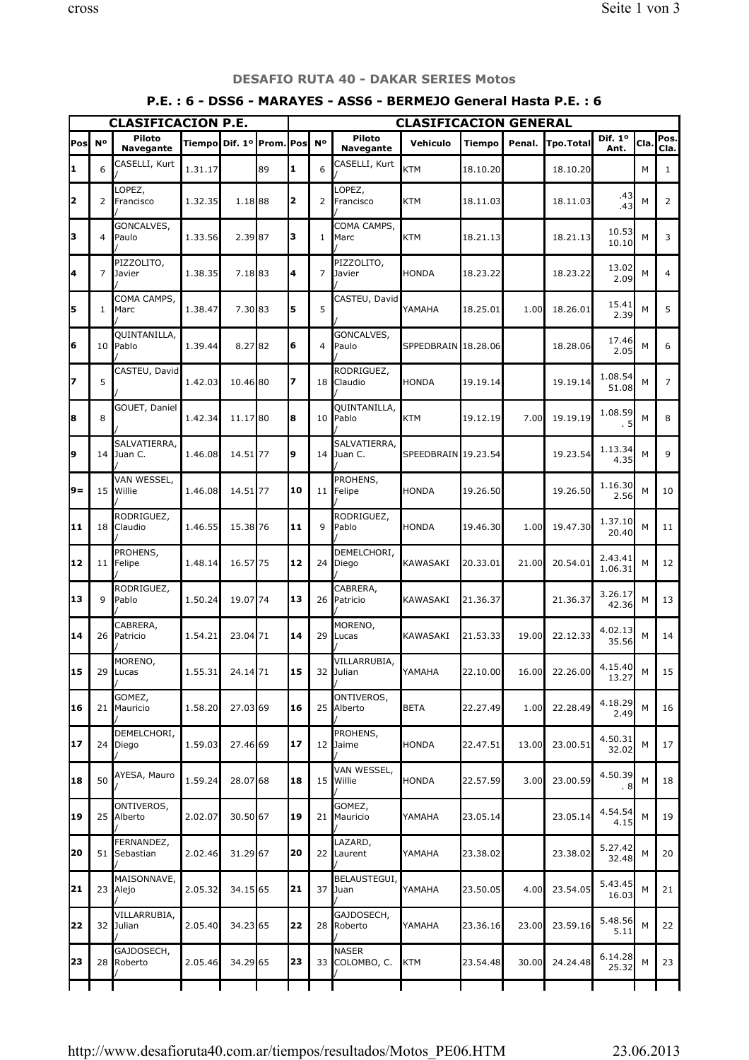### DESAFIO RUTA 40 - DAKAR SERIES Motos

### P.E. : 6 - DSS6 - MARAYES - ASS6 - BERMEJO General Hasta P.E. : 6

| CLASIFICACION P.E. | | | | | | CLASIFICACION GENERAL | | | | | | | | | |
|---|---|---|---|---|---|---|---|---|---|---|---|---|---|---|---|
| Pos | Nº | Piloto Navegante | Tiempo | Dif. 1º | Prom. | Pos | Nº | Piloto Navegante | Vehiculo | Tiempo | Penal. | Tpo.Total | Dif. 1º Ant. | Cla. | Pos. Cla. |
| 1 | 6 | CASELLI, Kurt / | 1.31.17 | | 89 | 1 | 6 | CASELLI, Kurt / | KTM | 18.10.20 | | 18.10.20 | | M | 1 |
| 2 | 2 | LOPEZ, Francisco / | 1.32.35 | 1.18 | 88 | 2 | 2 | LOPEZ, Francisco / | KTM | 18.11.03 | | 18.11.03 | .43 .43 | M | 2 |
| 3 | 4 | GONCALVES, Paulo / | 1.33.56 | 2.39 | 87 | 3 | 1 | COMA CAMPS, Marc / | KTM | 18.21.13 | | 18.21.13 | 10.53 10.10 | M | 3 |
| 4 | 7 | PIZZOLITO, Javier / | 1.38.35 | 7.18 | 83 | 4 | 7 | PIZZOLITO, Javier / | HONDA | 18.23.22 | | 18.23.22 | 13.02 2.09 | M | 4 |
| 5 | 1 | COMA CAMPS, Marc / | 1.38.47 | 7.30 | 83 | 5 | 5 | CASTEU, David / | YAMAHA | 18.25.01 | 1.00 | 18.26.01 | 15.41 2.39 | M | 5 |
| 6 | 10 | QUINTANILLA, Pablo / | 1.39.44 | 8.27 | 82 | 6 | 4 | GONCALVES, Paulo / | SPPEDBRAIN | 18.28.06 | | 18.28.06 | 17.46 2.05 | M | 6 |
| 7 | 5 | CASTEU, David / | 1.42.03 | 10.46 | 80 | 7 | 18 | RODRIGUEZ, Claudio / | HONDA | 19.19.14 | | 19.19.14 | 1.08.54 51.08 | M | 7 |
| 8 | 8 | GOUET, Daniel / | 1.42.34 | 11.17 | 80 | 8 | 10 | QUINTANILLA, Pablo / | KTM | 19.12.19 | 7.00 | 19.19.19 | 1.08.59 . 5 | M | 8 |
| 9 | 14 | SALVATIERRA, Juan C. / | 1.46.08 | 14.51 | 77 | 9 | 14 | SALVATIERRA, Juan C. / | SPEEDBRAIN | 19.23.54 | | 19.23.54 | 1.13.34 4.35 | M | 9 |
| 9= | 15 | VAN WESSEL, Willie / | 1.46.08 | 14.51 | 77 | 10 | 11 | PROHENS, Felipe / | HONDA | 19.26.50 | | 19.26.50 | 1.16.30 2.56 | M | 10 |
| 11 | 18 | RODRIGUEZ, Claudio / | 1.46.55 | 15.38 | 76 | 11 | 9 | RODRIGUEZ, Pablo / | HONDA | 19.46.30 | 1.00 | 19.47.30 | 1.37.10 20.40 | M | 11 |
| 12 | 11 | PROHENS, Felipe / | 1.48.14 | 16.57 | 75 | 12 | 24 | DEMELCHORI, Diego / | KAWASAKI | 20.33.01 | 21.00 | 20.54.01 | 2.43.41 1.06.31 | M | 12 |
| 13 | 9 | RODRIGUEZ, Pablo / | 1.50.24 | 19.07 | 74 | 13 | 26 | CABRERA, Patricio / | KAWASAKI | 21.36.37 | | 21.36.37 | 3.26.17 42.36 | M | 13 |
| 14 | 26 | CABRERA, Patricio / | 1.54.21 | 23.04 | 71 | 14 | 29 | MORENO, Lucas / | KAWASAKI | 21.53.33 | 19.00 | 22.12.33 | 4.02.13 35.56 | M | 14 |
| 15 | 29 | MORENO, Lucas / | 1.55.31 | 24.14 | 71 | 15 | 32 | VILLARRUBIA, Julian / | YAMAHA | 22.10.00 | 16.00 | 22.26.00 | 4.15.40 13.27 | M | 15 |
| 16 | 21 | GOMEZ, Mauricio / | 1.58.20 | 27.03 | 69 | 16 | 25 | ONTIVEROS, Alberto / | BETA | 22.27.49 | 1.00 | 22.28.49 | 4.18.29 2.49 | M | 16 |
| 17 | 24 | DEMELCHORI, Diego / | 1.59.03 | 27.46 | 69 | 17 | 12 | PROHENS, Jaime / | HONDA | 22.47.51 | 13.00 | 23.00.51 | 4.50.31 32.02 | M | 17 |
| 18 | 50 | AYESA, Mauro / | 1.59.24 | 28.07 | 68 | 18 | 15 | VAN WESSEL, Willie / | HONDA | 22.57.59 | 3.00 | 23.00.59 | 4.50.39 . 8 | M | 18 |
| 19 | 25 | ONTIVEROS, Alberto / | 2.02.07 | 30.50 | 67 | 19 | 21 | GOMEZ, Mauricio / | YAMAHA | 23.05.14 | | 23.05.14 | 4.54.54 4.15 | M | 19 |
| 20 | 51 | FERNANDEZ, Sebastian / | 2.02.46 | 31.29 | 67 | 20 | 22 | LAZARD, Laurent / | YAMAHA | 23.38.02 | | 23.38.02 | 5.27.42 32.48 | M | 20 |
| 21 | 23 | MAISONNAVE, Alejo / | 2.05.32 | 34.15 | 65 | 21 | 37 | BELAUSTEGUI, Juan / | YAMAHA | 23.50.05 | 4.00 | 23.54.05 | 5.43.45 16.03 | M | 21 |
| 22 | 32 | VILLARRUBIA, Julian / | 2.05.40 | 34.23 | 65 | 22 | 28 | GAJDOSECH, Roberto / | YAMAHA | 23.36.16 | 23.00 | 23.59.16 | 5.48.56 5.11 | M | 22 |
| 23 | 28 | GAJDOSECH, Roberto / | 2.05.46 | 34.29 | 65 | 23 | 33 | NASER COLOMBO, C. / | KTM | 23.54.48 | 30.00 | 24.24.48 | 6.14.28 25.32 | M | 23 |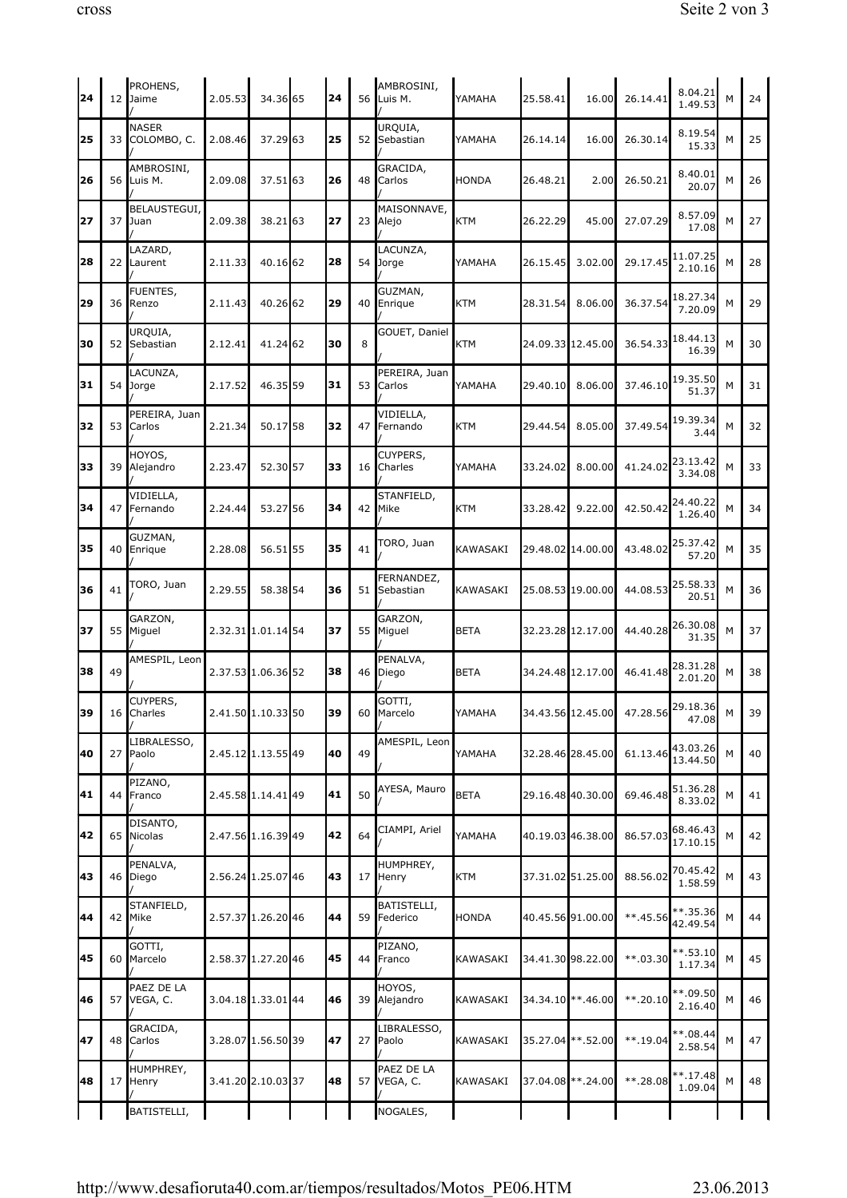| | | | | | | | | | | | | | | | |
|---|---|---|---|---|---|---|---|---|---|---|---|---|---|---|---|
| 24 | 12 | PROHENS, Jaime / | 2.05.53 | 34.36 | 65 | 24 | 56 | AMBROSINI, Luis M. / | YAMAHA | 25.58.41 | 16.00 | 26.14.41 | 8.04.21 1.49.53 | M | 24 |
| 25 | 33 | NASER COLOMBO, C. / | 2.08.46 | 37.29 | 63 | 25 | 52 | URQUIA, Sebastian / | YAMAHA | 26.14.14 | 16.00 | 26.30.14 | 8.19.54 15.33 | M | 25 |
| 26 | 56 | AMBROSINI, Luis M. / | 2.09.08 | 37.51 | 63 | 26 | 48 | GRACIDA, Carlos / | HONDA | 26.48.21 | 2.00 | 26.50.21 | 8.40.01 20.07 | M | 26 |
| 27 | 37 | BELAUSTEGUI, Juan / | 2.09.38 | 38.21 | 63 | 27 | 23 | MAISONNAVE, Alejo / | KTM | 26.22.29 | 45.00 | 27.07.29 | 8.57.09 17.08 | M | 27 |
| 28 | 22 | LAZARD, Laurent / | 2.11.33 | 40.16 | 62 | 28 | 54 | LACUNZA, Jorge / | YAMAHA | 26.15.45 | 3.02.00 | 29.17.45 | 11.07.25 2.10.16 | M | 28 |
| 29 | 36 | FUENTES, Renzo / | 2.11.43 | 40.26 | 62 | 29 | 40 | GUZMAN, Enrique / | KTM | 28.31.54 | 8.06.00 | 36.37.54 | 18.27.34 7.20.09 | M | 29 |
| 30 | 52 | URQUIA, Sebastian / | 2.12.41 | 41.24 | 62 | 30 | 8 | GOUET, Daniel / | KTM | 24.09.33 | 12.45.00 | 36.54.33 | 18.44.13 16.39 | M | 30 |
| 31 | 54 | LACUNZA, Jorge / | 2.17.52 | 46.35 | 59 | 31 | 53 | PEREIRA, Juan Carlos / | YAMAHA | 29.40.10 | 8.06.00 | 37.46.10 | 19.35.50 51.37 | M | 31 |
| 32 | 53 | PEREIRA, Juan Carlos / | 2.21.34 | 50.17 | 58 | 32 | 47 | VIDIELLA, Fernando / | KTM | 29.44.54 | 8.05.00 | 37.49.54 | 19.39.34 3.44 | M | 32 |
| 33 | 39 | HOYOS, Alejandro / | 2.23.47 | 52.30 | 57 | 33 | 16 | CUYPERS, Charles / | YAMAHA | 33.24.02 | 8.00.00 | 41.24.02 | 23.13.42 3.34.08 | M | 33 |
| 34 | 47 | VIDIELLA, Fernando / | 2.24.44 | 53.27 | 56 | 34 | 42 | STANFIELD, Mike / | KTM | 33.28.42 | 9.22.00 | 42.50.42 | 24.40.22 1.26.40 | M | 34 |
| 35 | 40 | GUZMAN, Enrique / | 2.28.08 | 56.51 | 55 | 35 | 41 | TORO, Juan / | KAWASAKI | 29.48.02 | 14.00.00 | 43.48.02 | 25.37.42 57.20 | M | 35 |
| 36 | 41 | TORO, Juan / | 2.29.55 | 58.38 | 54 | 36 | 51 | FERNANDEZ, Sebastian / | KAWASAKI | 25.08.53 | 19.00.00 | 44.08.53 | 25.58.33 20.51 | M | 36 |
| 37 | 55 | GARZON, Miguel / | 2.32.31 | 1.01.14 | 54 | 37 | 55 | GARZON, Miguel / | BETA | 32.23.28 | 12.17.00 | 44.40.28 | 26.30.08 31.35 | M | 37 |
| 38 | 49 | AMESPIL, Leon / | 2.37.53 | 1.06.36 | 52 | 38 | 46 | PENALVA, Diego / | BETA | 34.24.48 | 12.17.00 | 46.41.48 | 28.31.28 2.01.20 | M | 38 |
| 39 | 16 | CUYPERS, Charles / | 2.41.50 | 1.10.33 | 50 | 39 | 60 | GOTTI, Marcelo / | YAMAHA | 34.43.56 | 12.45.00 | 47.28.56 | 29.18.36 47.08 | M | 39 |
| 40 | 27 | LIBRALESSO, Paolo / | 2.45.12 | 1.13.55 | 49 | 40 | 49 | AMESPIL, Leon / | YAMAHA | 32.28.46 | 28.45.00 | 61.13.46 | 43.03.26 13.44.50 | M | 40 |
| 41 | 44 | PIZANO, Franco / | 2.45.58 | 1.14.41 | 49 | 41 | 50 | AYESA, Mauro / | BETA | 29.16.48 | 40.30.00 | 69.46.48 | 51.36.28 8.33.02 | M | 41 |
| 42 | 65 | DISANTO, Nicolas / | 2.47.56 | 1.16.39 | 49 | 42 | 64 | CIAMPI, Ariel / | YAMAHA | 40.19.03 | 46.38.00 | 86.57.03 | 68.46.43 17.10.15 | M | 42 |
| 43 | 46 | PENALVA, Diego / | 2.56.24 | 1.25.07 | 46 | 43 | 17 | HUMPHREY, Henry / | KTM | 37.31.02 | 51.25.00 | 88.56.02 | 70.45.42 1.58.59 | M | 43 |
| 44 | 42 | STANFIELD, Mike / | 2.57.37 | 1.26.20 | 46 | 44 | 59 | BATISTELLI, Federico / | HONDA | 40.45.56 | 91.00.00 | **.45.56 | **.35.36 42.49.54 | M | 44 |
| 45 | 60 | GOTTI, Marcelo / | 2.58.37 | 1.27.20 | 46 | 45 | 44 | PIZANO, Franco / | KAWASAKI | 34.41.30 | 98.22.00 | **.03.30 | **.53.10 1.17.34 | M | 45 |
| 46 | 57 | PAEZ DE LA VEGA, C. / | 3.04.18 | 1.33.01 | 44 | 46 | 39 | HOYOS, Alejandro / | KAWASAKI | 34.34.10 | **.46.00 | **.20.10 | **.09.50 2.16.40 | M | 46 |
| 47 | 48 | GRACIDA, Carlos / | 3.28.07 | 1.56.50 | 39 | 47 | 27 | LIBRALESSO, Paolo / | KAWASAKI | 35.27.04 | **.52.00 | **.19.04 | **.08.44 2.58.54 | M | 47 |
| 48 | 17 | HUMPHREY, Henry / | 3.41.20 | 2.10.03 | 37 | 48 | 57 | PAEZ DE LA VEGA, C. / | KAWASAKI | 37.04.08 | **.24.00 | **.28.08 | **.17.48 1.09.04 | M | 48 |
| | | BATISTELLI, | | | | | | NOGALES, | | | | | | | |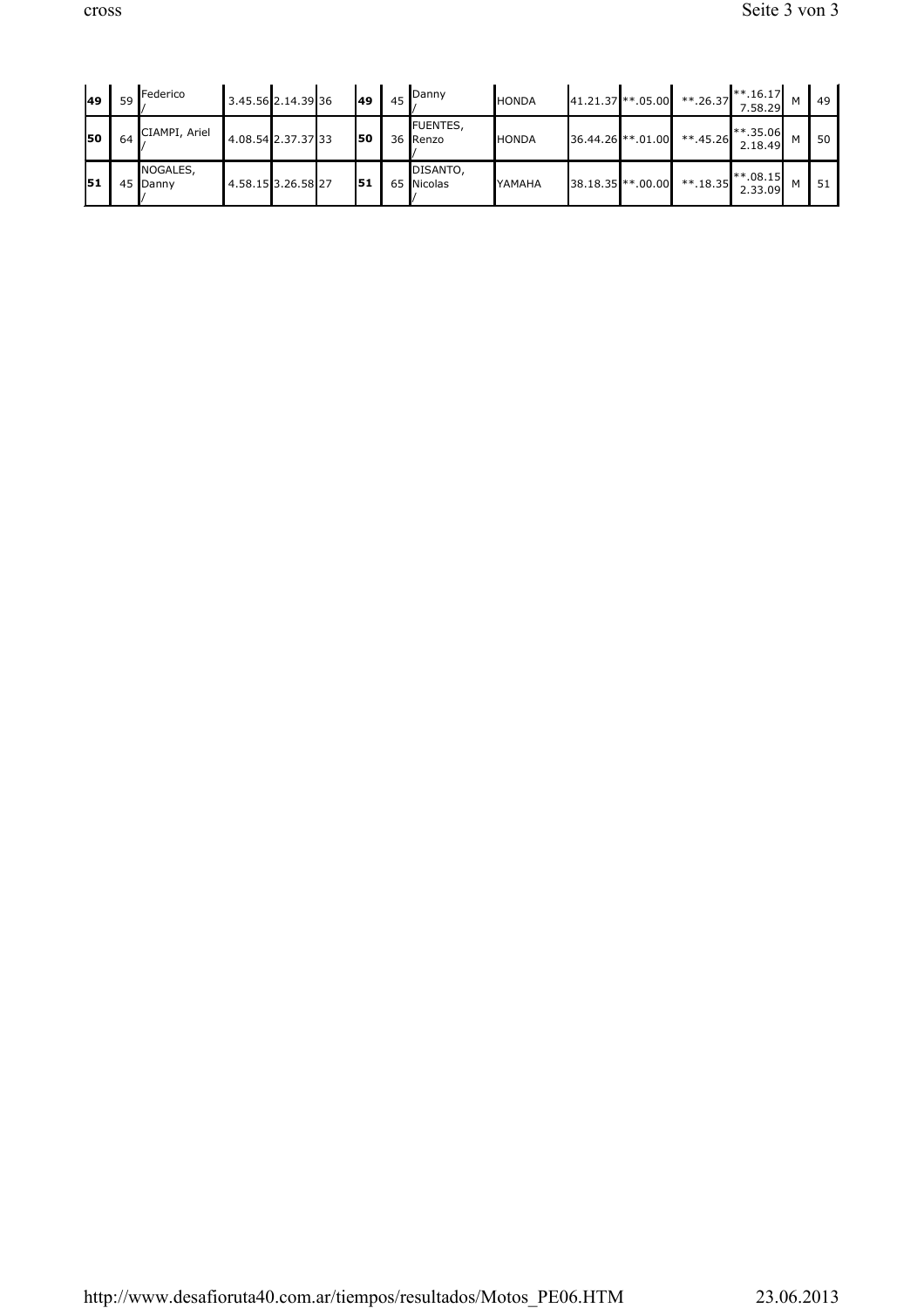| | | | | | | | | | | | | | | | |
|---|---|---|---|---|---|---|---|---|---|---|---|---|---|---|---|
| **49** | 59 | Federico / | 3.45.56 | 2.14.39 | 36 | **49** | 45 | Danny / | HONDA | 41.21.37 | **.05.00 | **.26.37 | **.16.17 7.58.29 | M | 49 |
| **50** | 64 | CIAMPI, Ariel / | 4.08.54 | 2.37.37 | 33 | **50** | 36 | FUENTES, Renzo / | HONDA | 36.44.26 | **.01.00 | **.45.26 | **.35.06 2.18.49 | M | 50 |
| **51** | 45 | NOGALES, Danny / | 4.58.15 | 3.26.58 | 27 | **51** | 65 | DISANTO, Nicolas / | YAMAHA | 38.18.35 | **.00.00 | **.18.35 | **.08.15 2.33.09 | M | 51 |

http://www.desafioruta40.com.ar/tiempos/resultados/Motos_PE06.HTM 23.06.2013